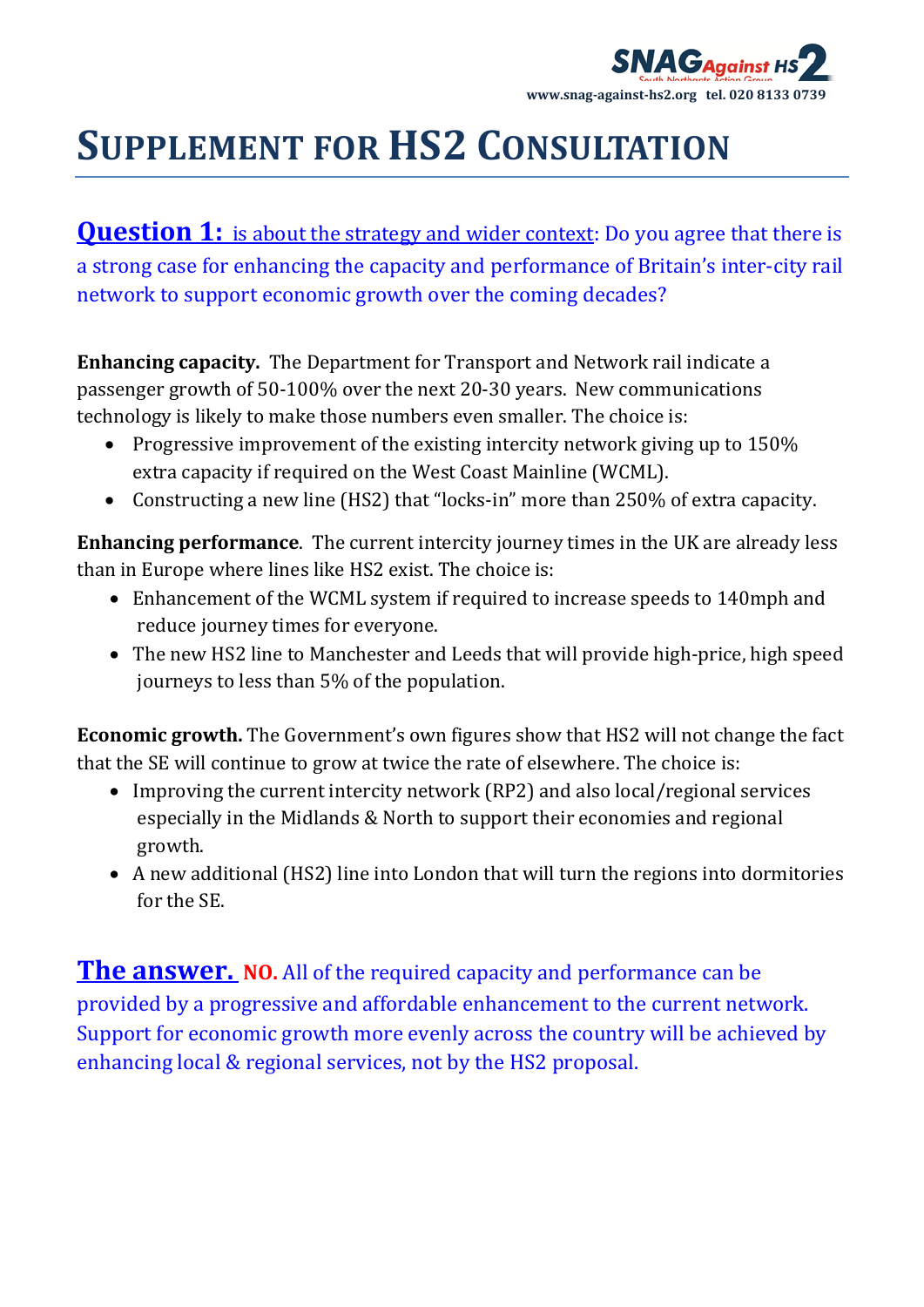SNAG Against HS2
South Northants Action Group
www.snag-against-hs2.org tel. 020 8133 0739

# Supplement for HS2 Consultation

**Question 1:** is about the strategy and wider context: Do you agree that there is a strong case for enhancing the capacity and performance of Britain's inter-city rail network to support economic growth over the coming decades?

**Enhancing capacity.** The Department for Transport and Network rail indicate a passenger growth of 50-100% over the next 20-30 years. New communications technology is likely to make those numbers even smaller. The choice is:

- Progressive improvement of the existing intercity network giving up to 150% extra capacity if required on the West Coast Mainline (WCML).
- Constructing a new line (HS2) that "locks-in" more than 250% of extra capacity.

**Enhancing performance**. The current intercity journey times in the UK are already less than in Europe where lines like HS2 exist. The choice is:

- Enhancement of the WCML system if required to increase speeds to 140mph and reduce journey times for everyone.
- The new HS2 line to Manchester and Leeds that will provide high-price, high speed journeys to less than 5% of the population.

**Economic growth.** The Government's own figures show that HS2 will not change the fact that the SE will continue to grow at twice the rate of elsewhere. The choice is:

- Improving the current intercity network (RP2) and also local/regional services especially in the Midlands & North to support their economies and regional growth.
- A new additional (HS2) line into London that will turn the regions into dormitories for the SE.

**The answer. NO.** All of the required capacity and performance can be provided by a progressive and affordable enhancement to the current network. Support for economic growth more evenly across the country will be achieved by enhancing local & regional services, not by the HS2 proposal.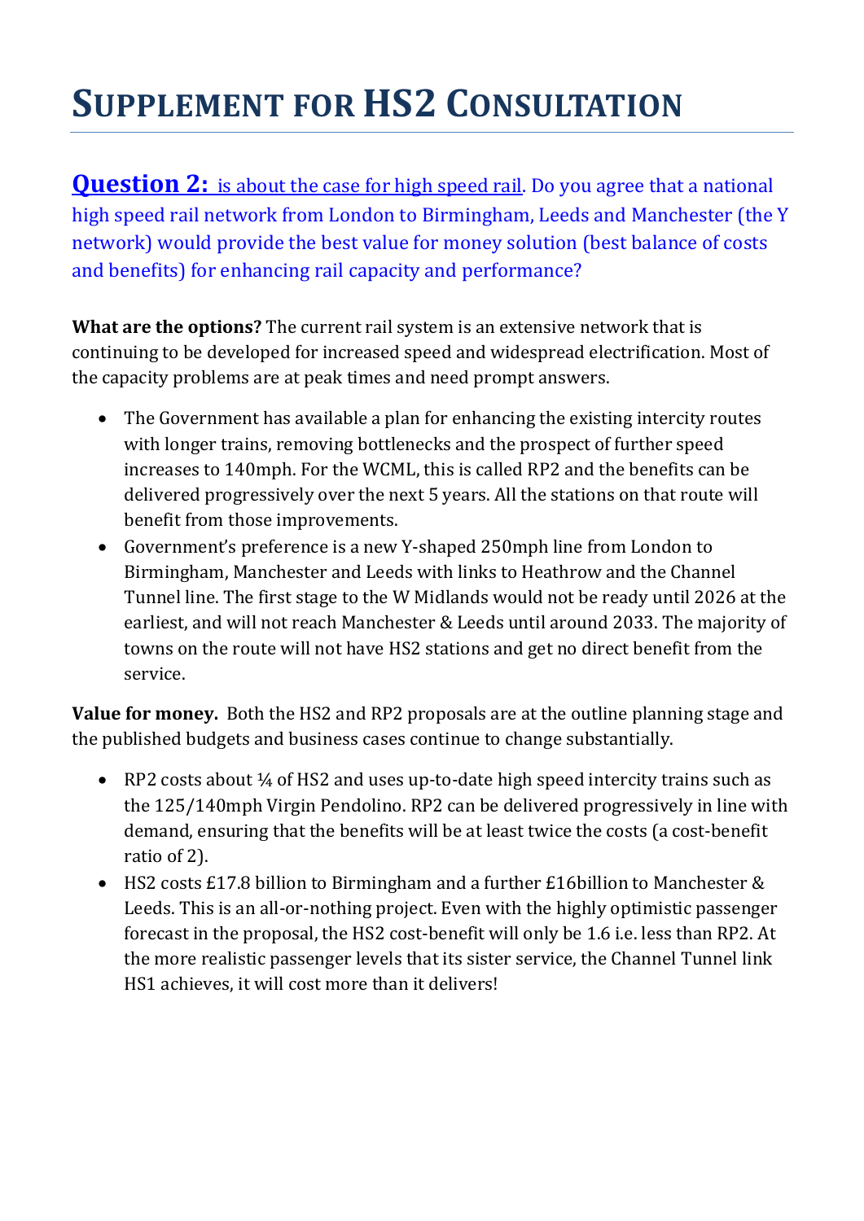# Supplement for HS2 Consultation

**Question 2:** is about the case for high speed rail. Do you agree that a national high speed rail network from London to Birmingham, Leeds and Manchester (the Y network) would provide the best value for money solution (best balance of costs and benefits) for enhancing rail capacity and performance?

**What are the options?** The current rail system is an extensive network that is continuing to be developed for increased speed and widespread electrification. Most of the capacity problems are at peak times and need prompt answers.

- The Government has available a plan for enhancing the existing intercity routes with longer trains, removing bottlenecks and the prospect of further speed increases to 140mph. For the WCML, this is called RP2 and the benefits can be delivered progressively over the next 5 years. All the stations on that route will benefit from those improvements.
- Government's preference is a new Y-shaped 250mph line from London to Birmingham, Manchester and Leeds with links to Heathrow and the Channel Tunnel line. The first stage to the W Midlands would not be ready until 2026 at the earliest, and will not reach Manchester & Leeds until around 2033. The majority of towns on the route will not have HS2 stations and get no direct benefit from the service.

**Value for money.** Both the HS2 and RP2 proposals are at the outline planning stage and the published budgets and business cases continue to change substantially.

- RP2 costs about ¼ of HS2 and uses up-to-date high speed intercity trains such as the 125/140mph Virgin Pendolino. RP2 can be delivered progressively in line with demand, ensuring that the benefits will be at least twice the costs (a cost-benefit ratio of 2).
- HS2 costs £17.8 billion to Birmingham and a further £16billion to Manchester & Leeds. This is an all-or-nothing project. Even with the highly optimistic passenger forecast in the proposal, the HS2 cost-benefit will only be 1.6 i.e. less than RP2. At the more realistic passenger levels that its sister service, the Channel Tunnel link HS1 achieves, it will cost more than it delivers!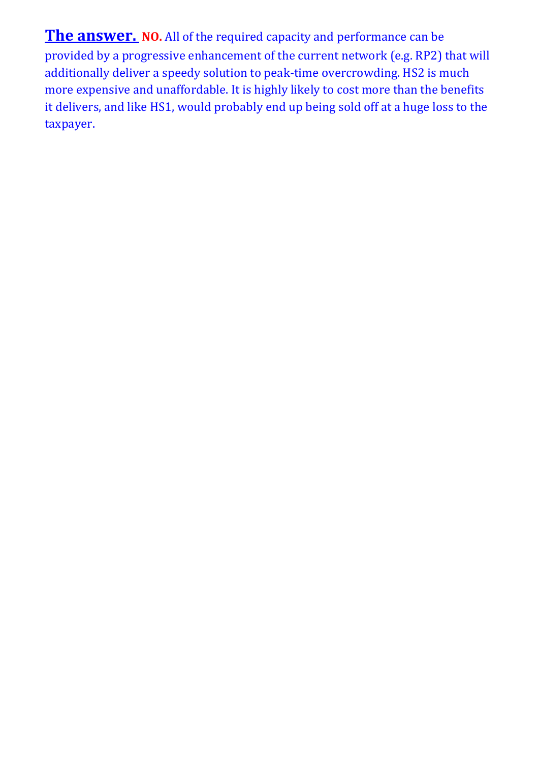**The answer.** **NO.** All of the required capacity and performance can be provided by a progressive enhancement of the current network (e.g. RP2) that will additionally deliver a speedy solution to peak-time overcrowding. HS2 is much more expensive and unaffordable. It is highly likely to cost more than the benefits it delivers, and like HS1, would probably end up being sold off at a huge loss to the taxpayer.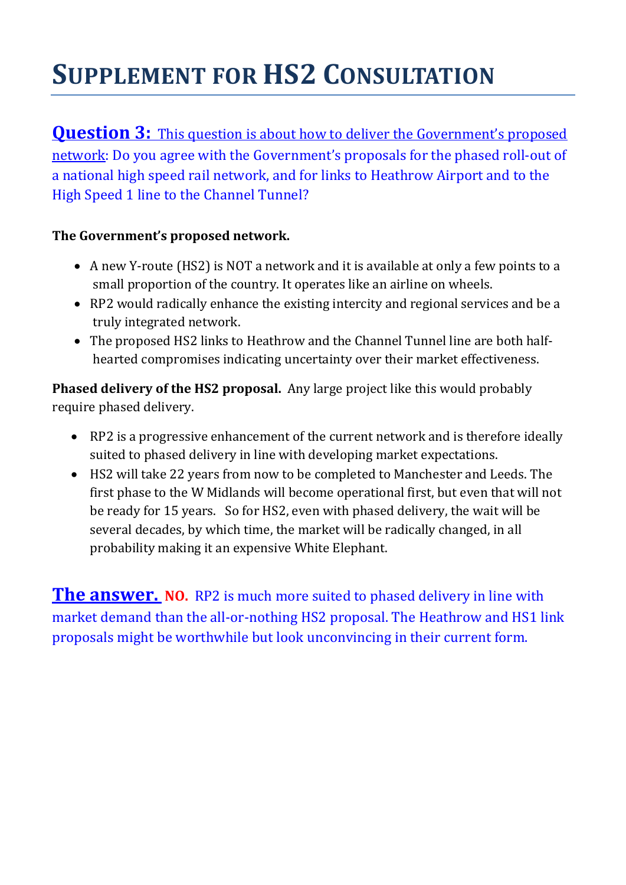# SUPPLEMENT FOR HS2 CONSULTATION

**Question 3:** This question is about how to deliver the Government's proposed network: Do you agree with the Government's proposals for the phased roll-out of a national high speed rail network, and for links to Heathrow Airport and to the High Speed 1 line to the Channel Tunnel?

**The Government's proposed network.**

- A new Y-route (HS2) is NOT a network and it is available at only a few points to a small proportion of the country. It operates like an airline on wheels.
- RP2 would radically enhance the existing intercity and regional services and be a truly integrated network.
- The proposed HS2 links to Heathrow and the Channel Tunnel line are both half-hearted compromises indicating uncertainty over their market effectiveness.

**Phased delivery of the HS2 proposal.** Any large project like this would probably require phased delivery.

- RP2 is a progressive enhancement of the current network and is therefore ideally suited to phased delivery in line with developing market expectations.
- HS2 will take 22 years from now to be completed to Manchester and Leeds. The first phase to the W Midlands will become operational first, but even that will not be ready for 15 years. So for HS2, even with phased delivery, the wait will be several decades, by which time, the market will be radically changed, in all probability making it an expensive White Elephant.

**The answer.** **NO.** RP2 is much more suited to phased delivery in line with market demand than the all-or-nothing HS2 proposal. The Heathrow and HS1 link proposals might be worthwhile but look unconvincing in their current form.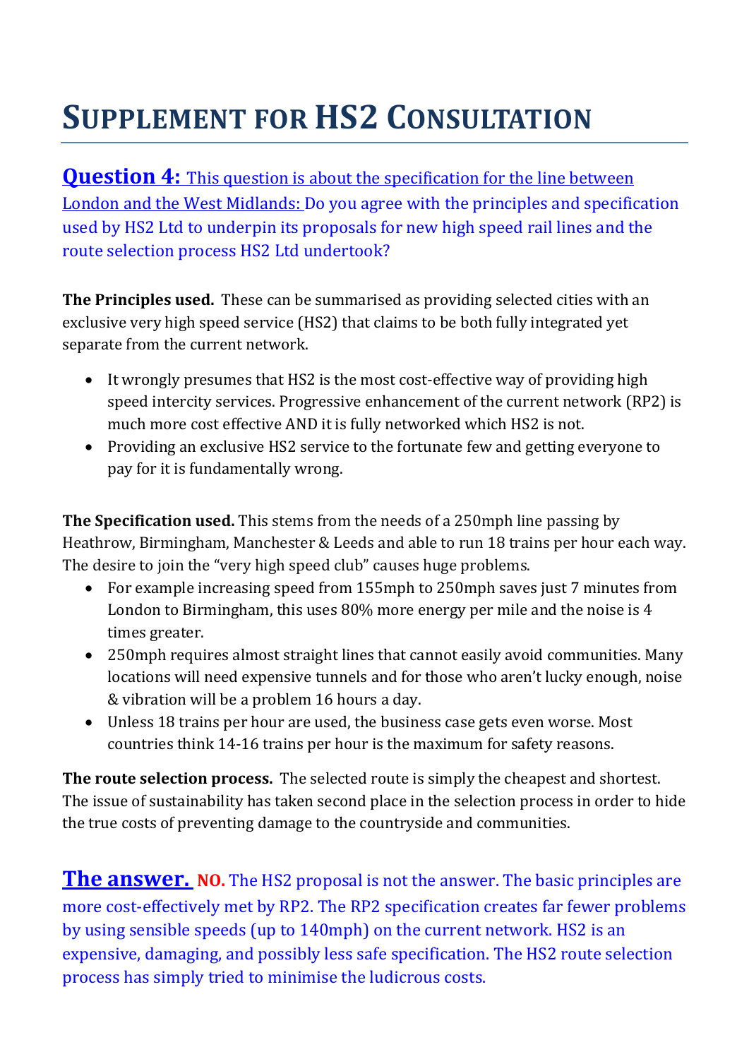# Supplement for HS2 Consultation

**Question 4:** This question is about the specification for the line between London and the West Midlands: Do you agree with the principles and specification used by HS2 Ltd to underpin its proposals for new high speed rail lines and the route selection process HS2 Ltd undertook?

**The Principles used.** These can be summarised as providing selected cities with an exclusive very high speed service (HS2) that claims to be both fully integrated yet separate from the current network.

- It wrongly presumes that HS2 is the most cost-effective way of providing high speed intercity services. Progressive enhancement of the current network (RP2) is much more cost effective AND it is fully networked which HS2 is not.
- Providing an exclusive HS2 service to the fortunate few and getting everyone to pay for it is fundamentally wrong.

**The Specification used.** This stems from the needs of a 250mph line passing by Heathrow, Birmingham, Manchester & Leeds and able to run 18 trains per hour each way. The desire to join the "very high speed club" causes huge problems.

- For example increasing speed from 155mph to 250mph saves just 7 minutes from London to Birmingham, this uses 80% more energy per mile and the noise is 4 times greater.
- 250mph requires almost straight lines that cannot easily avoid communities. Many locations will need expensive tunnels and for those who aren't lucky enough, noise & vibration will be a problem 16 hours a day.
- Unless 18 trains per hour are used, the business case gets even worse. Most countries think 14-16 trains per hour is the maximum for safety reasons.

**The route selection process.** The selected route is simply the cheapest and shortest. The issue of sustainability has taken second place in the selection process in order to hide the true costs of preventing damage to the countryside and communities.

**The answer.** **NO.** The HS2 proposal is not the answer. The basic principles are more cost-effectively met by RP2. The RP2 specification creates far fewer problems by using sensible speeds (up to 140mph) on the current network. HS2 is an expensive, damaging, and possibly less safe specification. The HS2 route selection process has simply tried to minimise the ludicrous costs.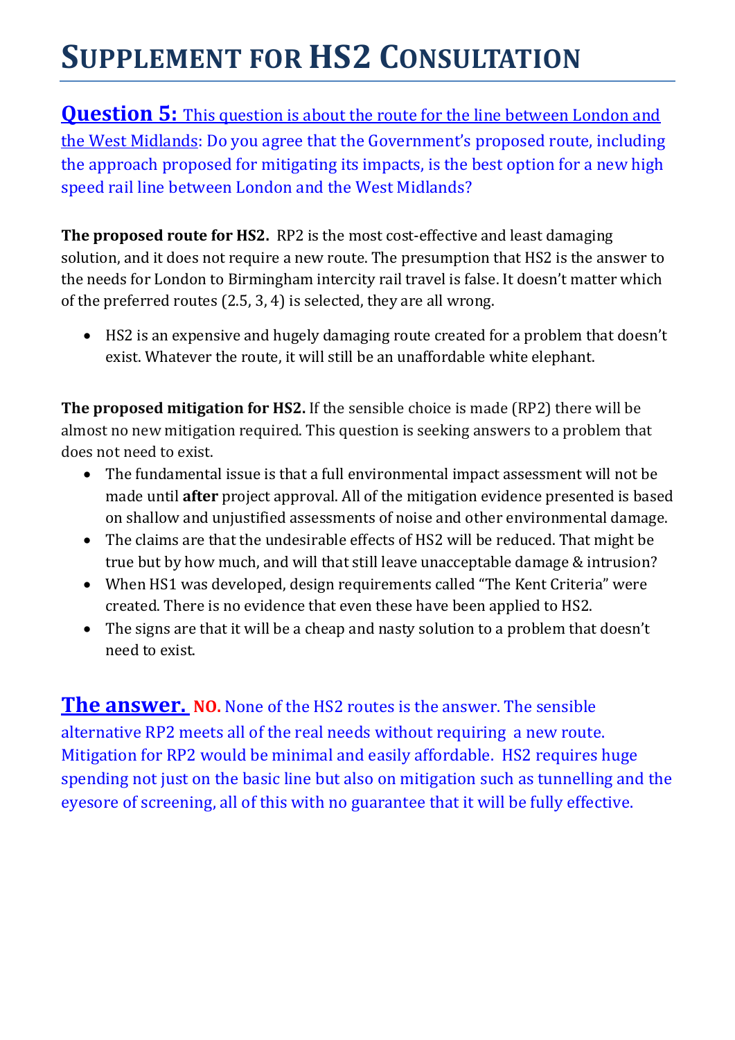# SUPPLEMENT FOR HS2 CONSULTATION

**Question 5:** This question is about the route for the line between London and the West Midlands: Do you agree that the Government's proposed route, including the approach proposed for mitigating its impacts, is the best option for a new high speed rail line between London and the West Midlands?

**The proposed route for HS2.** RP2 is the most cost-effective and least damaging solution, and it does not require a new route. The presumption that HS2 is the answer to the needs for London to Birmingham intercity rail travel is false. It doesn't matter which of the preferred routes (2.5, 3, 4) is selected, they are all wrong.

- HS2 is an expensive and hugely damaging route created for a problem that doesn't exist. Whatever the route, it will still be an unaffordable white elephant.

**The proposed mitigation for HS2.** If the sensible choice is made (RP2) there will be almost no new mitigation required. This question is seeking answers to a problem that does not need to exist.

- The fundamental issue is that a full environmental impact assessment will not be made until **after** project approval. All of the mitigation evidence presented is based on shallow and unjustified assessments of noise and other environmental damage.
- The claims are that the undesirable effects of HS2 will be reduced. That might be true but by how much, and will that still leave unacceptable damage & intrusion?
- When HS1 was developed, design requirements called "The Kent Criteria" were created. There is no evidence that even these have been applied to HS2.
- The signs are that it will be a cheap and nasty solution to a problem that doesn't need to exist.

**The answer.** **NO.** None of the HS2 routes is the answer. The sensible alternative RP2 meets all of the real needs without requiring a new route. Mitigation for RP2 would be minimal and easily affordable. HS2 requires huge spending not just on the basic line but also on mitigation such as tunnelling and the eyesore of screening, all of this with no guarantee that it will be fully effective.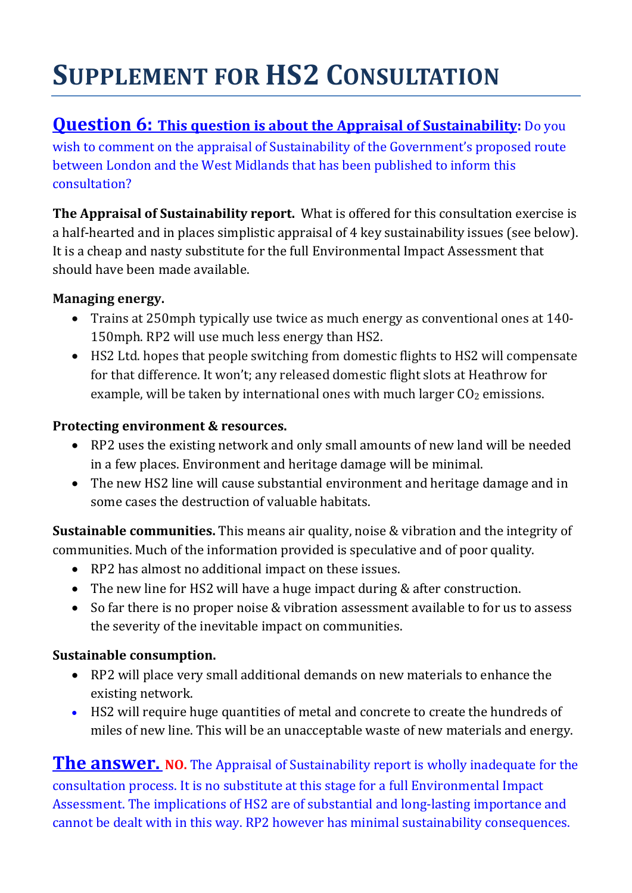# SUPPLEMENT FOR HS2 CONSULTATION

**Question 6: This question is about the Appraisal of Sustainability:** Do you wish to comment on the appraisal of Sustainability of the Government's proposed route between London and the West Midlands that has been published to inform this consultation?

**The Appraisal of Sustainability report.** What is offered for this consultation exercise is a half-hearted and in places simplistic appraisal of 4 key sustainability issues (see below). It is a cheap and nasty substitute for the full Environmental Impact Assessment that should have been made available.

**Managing energy.**

- Trains at 250mph typically use twice as much energy as conventional ones at 140-150mph. RP2 will use much less energy than HS2.
- HS2 Ltd. hopes that people switching from domestic flights to HS2 will compensate for that difference. It won't; any released domestic flight slots at Heathrow for example, will be taken by international ones with much larger $CO_2$ emissions.

**Protecting environment & resources.**

- RP2 uses the existing network and only small amounts of new land will be needed in a few places. Environment and heritage damage will be minimal.
- The new HS2 line will cause substantial environment and heritage damage and in some cases the destruction of valuable habitats.

**Sustainable communities.** This means air quality, noise & vibration and the integrity of communities. Much of the information provided is speculative and of poor quality.

- RP2 has almost no additional impact on these issues.
- The new line for HS2 will have a huge impact during & after construction.
- So far there is no proper noise & vibration assessment available to for us to assess the severity of the inevitable impact on communities.

**Sustainable consumption.**

- RP2 will place very small additional demands on new materials to enhance the existing network.
- HS2 will require huge quantities of metal and concrete to create the hundreds of miles of new line. This will be an unacceptable waste of new materials and energy.

**The answer.** **NO.** The Appraisal of Sustainability report is wholly inadequate for the consultation process. It is no substitute at this stage for a full Environmental Impact Assessment. The implications of HS2 are of substantial and long-lasting importance and cannot be dealt with in this way. RP2 however has minimal sustainability consequences.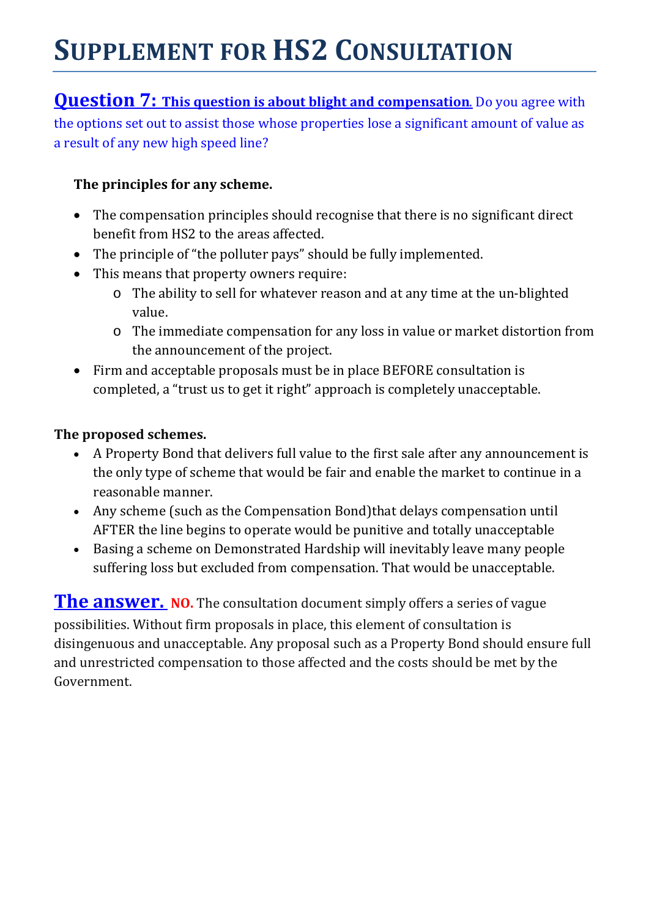# Supplement for HS2 Consultation

**Question 7: This question is about blight and compensation.** Do you agree with the options set out to assist those whose properties lose a significant amount of value as a result of any new high speed line?

**The principles for any scheme.**

- The compensation principles should recognise that there is no significant direct benefit from HS2 to the areas affected.
- The principle of "the polluter pays" should be fully implemented.
- This means that property owners require:
  - The ability to sell for whatever reason and at any time at the un-blighted value.
  - The immediate compensation for any loss in value or market distortion from the announcement of the project.
- Firm and acceptable proposals must be in place BEFORE consultation is completed, a "trust us to get it right" approach is completely unacceptable.

**The proposed schemes.**

- A Property Bond that delivers full value to the first sale after any announcement is the only type of scheme that would be fair and enable the market to continue in a reasonable manner.
- Any scheme (such as the Compensation Bond)that delays compensation until AFTER the line begins to operate would be punitive and totally unacceptable
- Basing a scheme on Demonstrated Hardship will inevitably leave many people suffering loss but excluded from compensation. That would be unacceptable.

**The answer.** **NO.** The consultation document simply offers a series of vague possibilities. Without firm proposals in place, this element of consultation is disingenuous and unacceptable. Any proposal such as a Property Bond should ensure full and unrestricted compensation to those affected and the costs should be met by the Government.